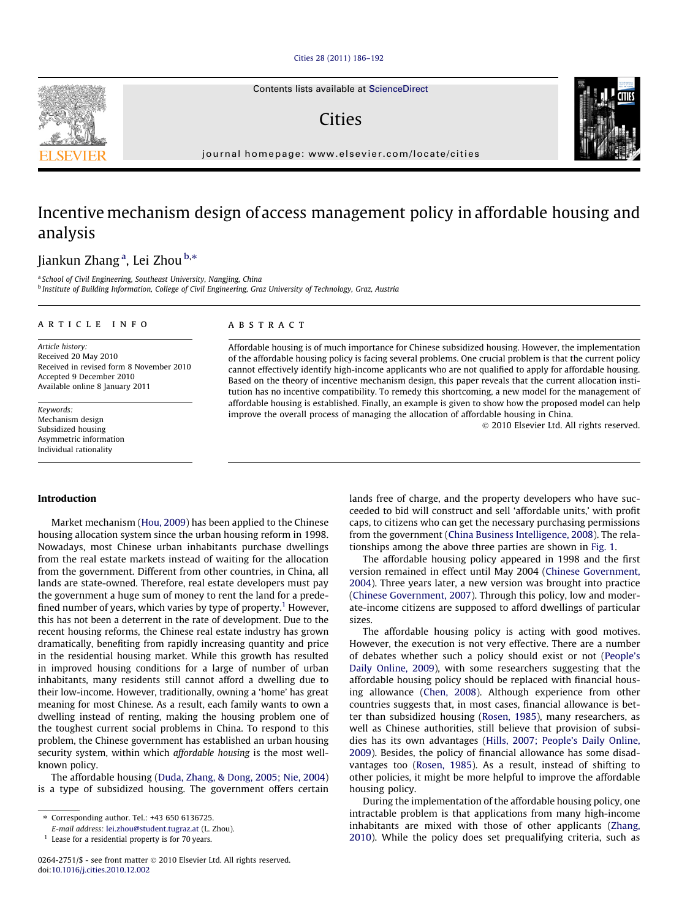# Incentive mechanism design of access management policy in affordable housing and analysis

Jiankun Zhang [a], Lei Zhou [b,*]

[a] School of Civil Engineering, Southeast University, Nanjing, China

[b] Institute of Building Information, College of Civil Engineering, Graz University of Technology, Graz, Austria

**ARTICLE INFO**

*Article history:*
Received 20 May 2010
Received in revised form 8 November 2010
Accepted 9 December 2010
Available online 8 January 2011

*Keywords:*
Mechanism design
Subsidized housing
Asymmetric information
Individual rationality

**ABSTRACT**

Affordable housing is of much importance for Chinese subsidized housing. However, the implementation of the affordable housing policy is facing several problems. One crucial problem is that the current policy cannot effectively identify high-income applicants who are not qualified to apply for affordable housing. Based on the theory of incentive mechanism design, this paper reveals that the current allocation institution has no incentive compatibility. To remedy this shortcoming, a new model for the management of affordable housing is established. Finally, an example is given to show how the proposed model can help improve the overall process of managing the allocation of affordable housing in China.

© 2010 Elsevier Ltd. All rights reserved.

## Introduction

Market mechanism (Hou, 2009) has been applied to the Chinese housing allocation system since the urban housing reform in 1998. Nowadays, most Chinese urban inhabitants purchase dwellings from the real estate markets instead of waiting for the allocation from the government. Different from other countries, in China, all lands are state-owned. Therefore, real estate developers must pay the government a huge sum of money to rent the land for a predefined number of years, which varies by type of property.[1] However, this has not been a deterrent in the rate of development. Due to the recent housing reforms, the Chinese real estate industry has grown dramatically, benefiting from rapidly increasing quantity and price in the residential housing market. While this growth has resulted in improved housing conditions for a large of number of urban inhabitants, many residents still cannot afford a dwelling due to their low-income. However, traditionally, owning a 'home' has great meaning for most Chinese. As a result, each family wants to own a dwelling instead of renting, making the housing problem one of the toughest current social problems in China. To respond to this problem, the Chinese government has established an urban housing security system, within which *affordable housing* is the most well-known policy.

The affordable housing (Duda, Zhang, & Dong, 2005; Nie, 2004) is a type of subsidized housing. The government offers certain lands free of charge, and the property developers who have succeeded to bid will construct and sell 'affordable units,' with profit caps, to citizens who can get the necessary purchasing permissions from the government (China Business Intelligence, 2008). The relationships among the above three parties are shown in Fig. 1.

The affordable housing policy appeared in 1998 and the first version remained in effect until May 2004 (Chinese Government, 2004). Three years later, a new version was brought into practice (Chinese Government, 2007). Through this policy, low and moderate-income citizens are supposed to afford dwellings of particular sizes.

The affordable housing policy is acting with good motives. However, the execution is not very effective. There are a number of debates whether such a policy should exist or not (People's Daily Online, 2009), with some researchers suggesting that the affordable housing policy should be replaced with financial housing allowance (Chen, 2008). Although experience from other countries suggests that, in most cases, financial allowance is better than subsidized housing (Rosen, 1985), many researchers, as well as Chinese authorities, still believe that provision of subsidies has its own advantages (Hills, 2007; People's Daily Online, 2009). Besides, the policy of financial allowance has some disadvantages too (Rosen, 1985). As a result, instead of shifting to other policies, it might be more helpful to improve the affordable housing policy.

During the implementation of the affordable housing policy, one intractable problem is that applications from many high-income inhabitants are mixed with those of other applicants (Zhang, 2010). While the policy does set prequalifying criteria, such as

* Corresponding author. Tel.: +43 650 6136725.
E-mail address: lei.zhou@student.tugraz.at (L. Zhou).

[1] Lease for a residential property is for 70 years.

0264-2751/$ - see front matter © 2010 Elsevier Ltd. All rights reserved.
doi:10.1016/j.cities.2010.12.002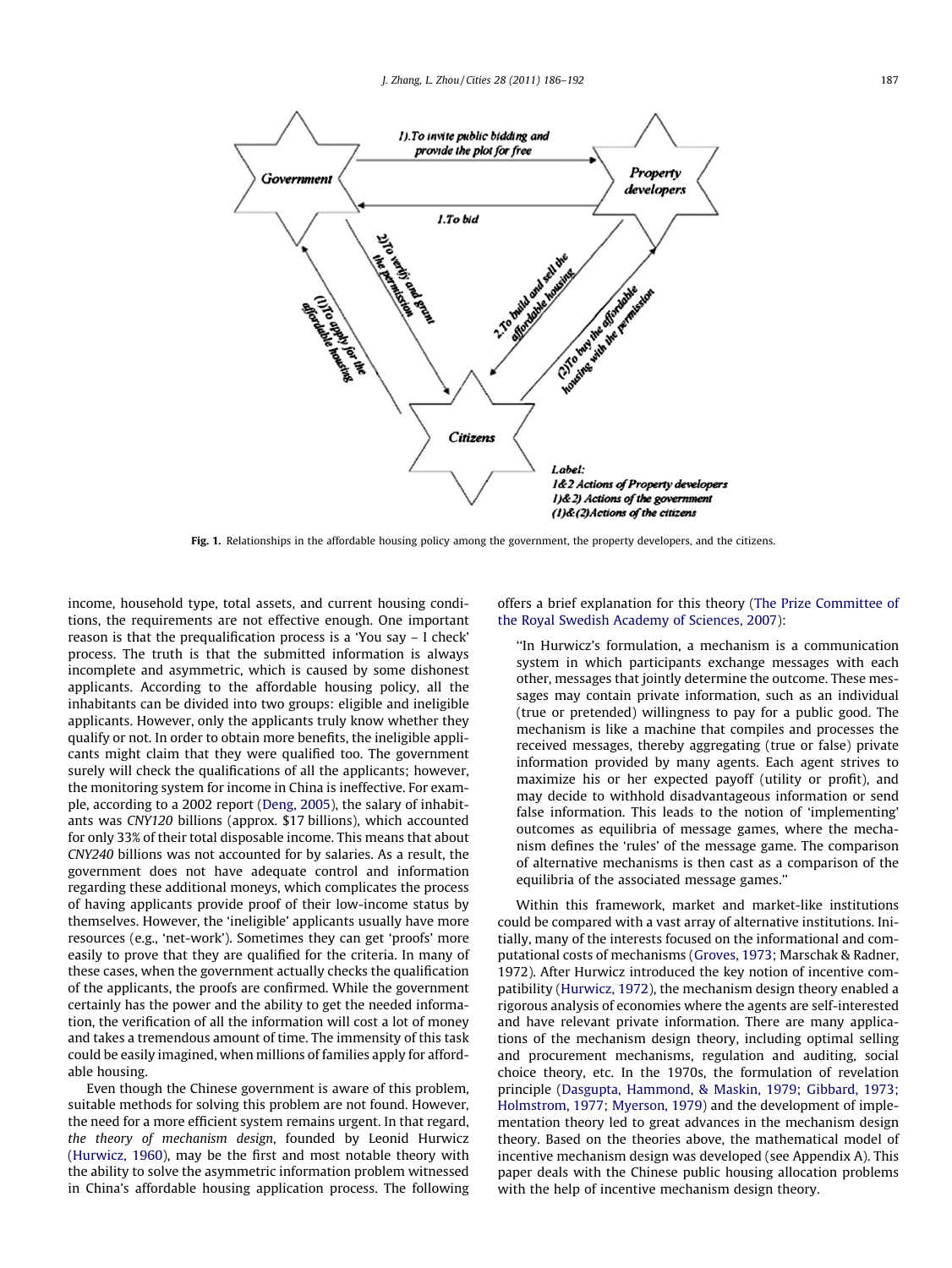1).To invite public bidding and provide the plot for free

Government

Property developers

1.To bid

2)To verify and grant the permission

(1)To apply for the affordable housing

2.To build and sell the affordable housing

(2)To buy the affordable housing with the permission

Citizens

Label:
1&2 Actions of Property developers
1)& 2) Actions of the government
(1)&(2)Actions of the citizens

**Fig. 1.** Relationships in the affordable housing policy among the government, the property developers, and the citizens.

income, household type, total assets, and current housing conditions, the requirements are not effective enough. One important reason is that the prequalification process is a 'You say – I check' process. The truth is that the submitted information is always incomplete and asymmetric, which is caused by some dishonest applicants. According to the affordable housing policy, all the inhabitants can be divided into two groups: eligible and ineligible applicants. However, only the applicants truly know whether they qualify or not. In order to obtain more benefits, the ineligible applicants might claim that they were qualified too. The government surely will check the qualifications of all the applicants; however, the monitoring system for income in China is ineffective. For example, according to a 2002 report (Deng, 2005), the salary of inhabitants was *CNY120* billions (approx. $17 billions), which accounted for only 33% of their total disposable income. This means that about *CNY240* billions was not accounted for by salaries. As a result, the government does not have adequate control and information regarding these additional moneys, which complicates the process of having applicants provide proof of their low-income status by themselves. However, the 'ineligible' applicants usually have more resources (e.g., 'net-work'). Sometimes they can get 'proofs' more easily to prove that they are qualified for the criteria. In many of these cases, when the government actually checks the qualification of the applicants, the proofs are confirmed. While the government certainly has the power and the ability to get the needed information, the verification of all the information will cost a lot of money and takes a tremendous amount of time. The immensity of this task could be easily imagined, when millions of families apply for affordable housing.

Even though the Chinese government is aware of this problem, suitable methods for solving this problem are not found. However, the need for a more efficient system remains urgent. In that regard, *the theory of mechanism design*, founded by Leonid Hurwicz (Hurwicz, 1960), may be the first and most notable theory with the ability to solve the asymmetric information problem witnessed in China's affordable housing application process. The following offers a brief explanation for this theory (The Prize Committee of the Royal Swedish Academy of Sciences, 2007):

> "In Hurwicz's formulation, a mechanism is a communication system in which participants exchange messages with each other, messages that jointly determine the outcome. These messages may contain private information, such as an individual (true or pretended) willingness to pay for a public good. The mechanism is like a machine that compiles and processes the received messages, thereby aggregating (true or false) private information provided by many agents. Each agent strives to maximize his or her expected payoff (utility or profit), and may decide to withhold disadvantageous information or send false information. This leads to the notion of 'implementing' outcomes as equilibria of message games, where the mechanism defines the 'rules' of the message game. The comparison of alternative mechanisms is then cast as a comparison of the equilibria of the associated message games."

Within this framework, market and market-like institutions could be compared with a vast array of alternative institutions. Initially, many of the interests focused on the informational and computational costs of mechanisms (Groves, 1973; Marschak & Radner, 1972). After Hurwicz introduced the key notion of incentive compatibility (Hurwicz, 1972), the mechanism design theory enabled a rigorous analysis of economies where the agents are self-interested and have relevant private information. There are many applications of the mechanism design theory, including optimal selling and procurement mechanisms, regulation and auditing, social choice theory, etc. In the 1970s, the formulation of revelation principle (Dasgupta, Hammond, & Maskin, 1979; Gibbard, 1973; Holmstrom, 1977; Myerson, 1979) and the development of implementation theory led to great advances in the mechanism design theory. Based on the theories above, the mathematical model of incentive mechanism design was developed (see Appendix A). This paper deals with the Chinese public housing allocation problems with the help of incentive mechanism design theory.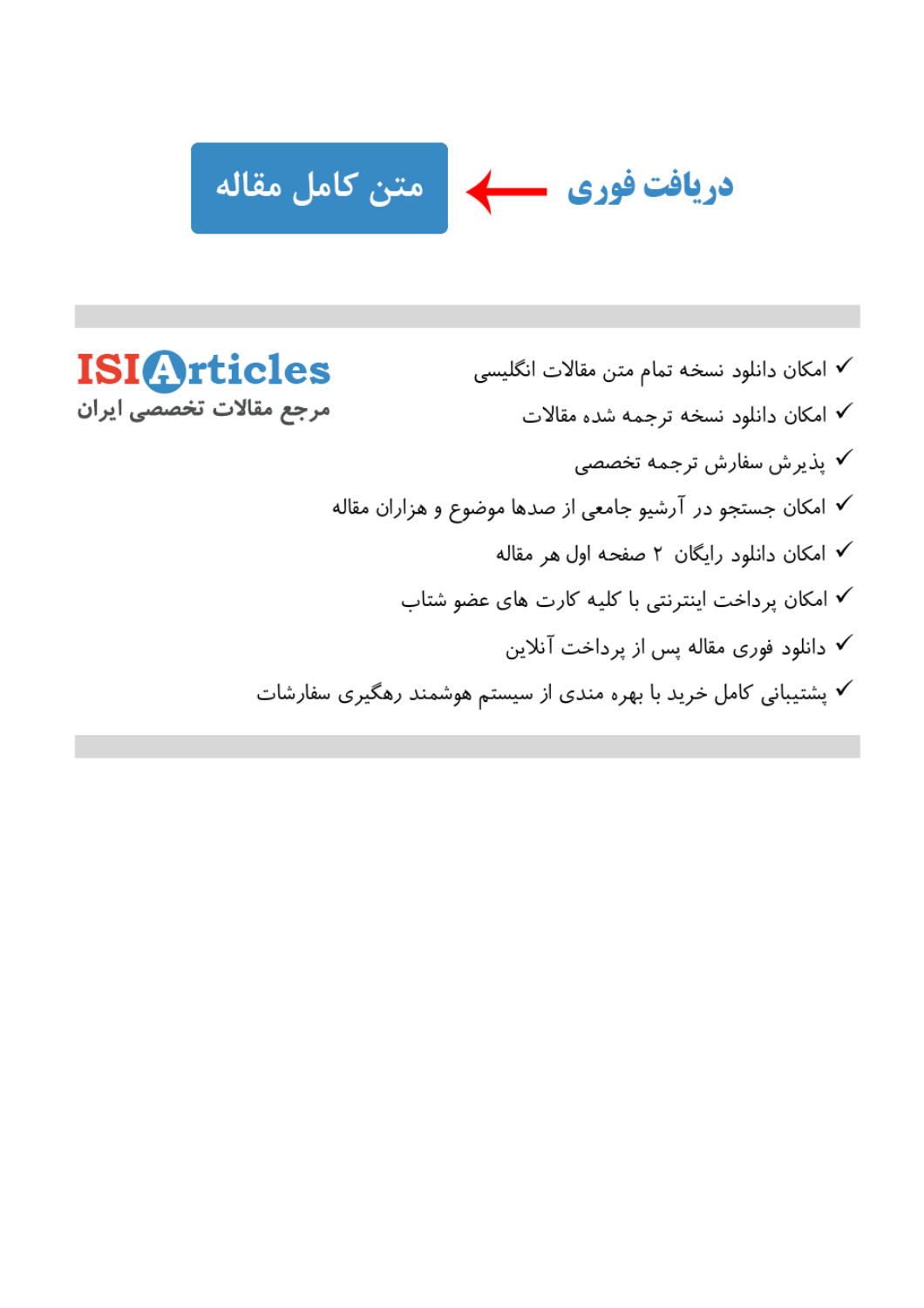دریافت فوری ← **متن کامل مقاله**

**ISIArticles**
مرجع مقالات تخصصی ایران

- ✓ امکان دانلود نسخه تمام متن مقالات انگلیسی
- ✓ امکان دانلود نسخه ترجمه شده مقالات
- ✓ پذیرش سفارش ترجمه تخصصی
- ✓ امکان جستجو در آرشیو جامعی از صدها موضوع و هزاران مقاله
- ✓ امکان دانلود رایگان ۲ صفحه اول هر مقاله
- ✓ امکان پرداخت اینترنتی با کلیه کارت های عضو شتاب
- ✓ دانلود فوری مقاله پس از پرداخت آنلاین
- ✓ پشتیبانی کامل خرید با بهره مندی از سیستم هوشمند رهگیری سفارشات